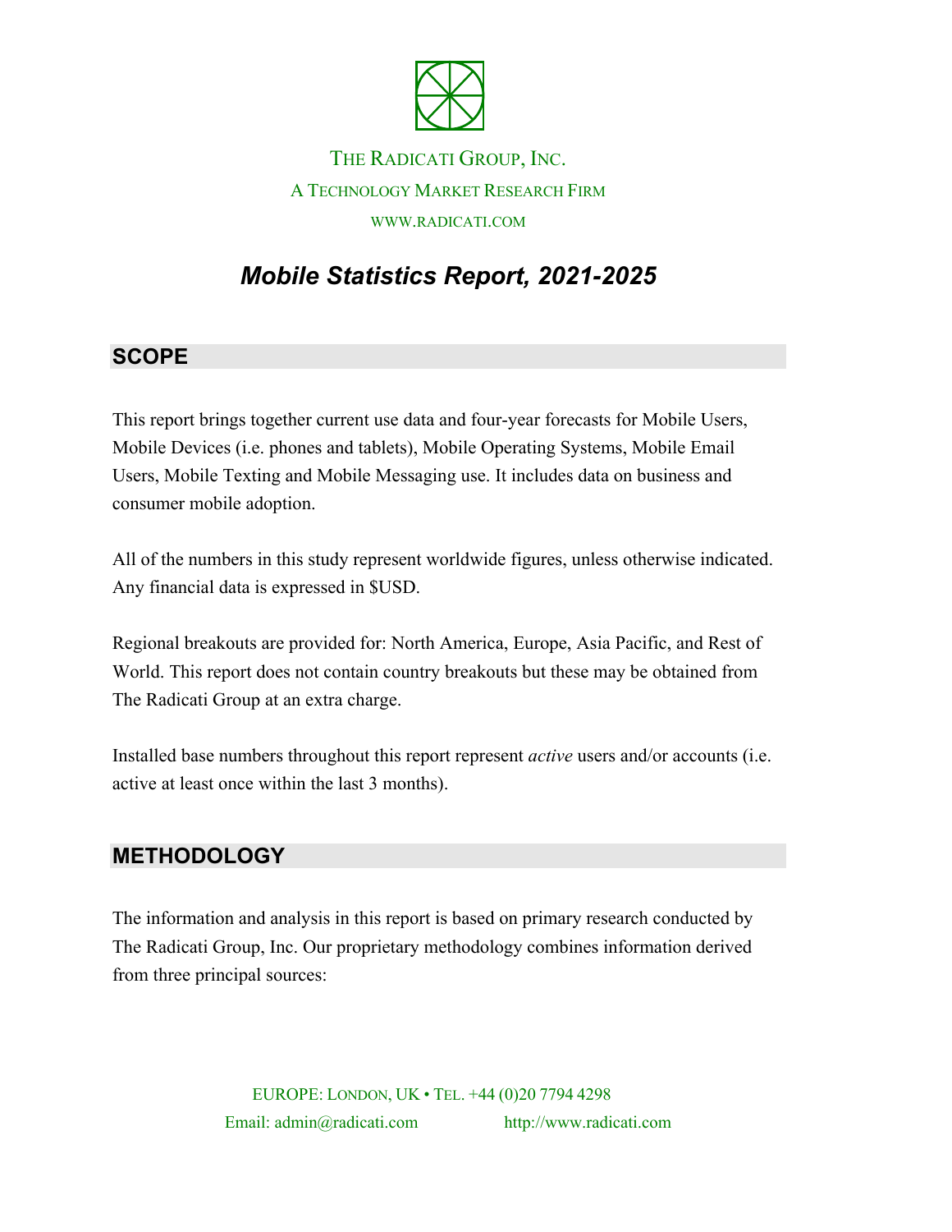THE RADICATI GROUP, INC.

A TECHNOLOGY MARKET RESEARCH FIRM

WWW.RADICATI.COM

# *Mobile Statistics Report, 2021-2025*

## SCOPE

This report brings together current use data and four-year forecasts for Mobile Users, Mobile Devices (i.e. phones and tablets), Mobile Operating Systems, Mobile Email Users, Mobile Texting and Mobile Messaging use. It includes data on business and consumer mobile adoption.

All of the numbers in this study represent worldwide figures, unless otherwise indicated. Any financial data is expressed in $USD.

Regional breakouts are provided for: North America, Europe, Asia Pacific, and Rest of World. This report does not contain country breakouts but these may be obtained from The Radicati Group at an extra charge.

Installed base numbers throughout this report represent *active* users and/or accounts (i.e. active at least once within the last 3 months).

## METHODOLOGY

The information and analysis in this report is based on primary research conducted by The Radicati Group, Inc. Our proprietary methodology combines information derived from three principal sources:

EUROPE: LONDON, UK • TEL. +44 (0)20 7794 4298

Email: admin@radicati.com http://www.radicati.com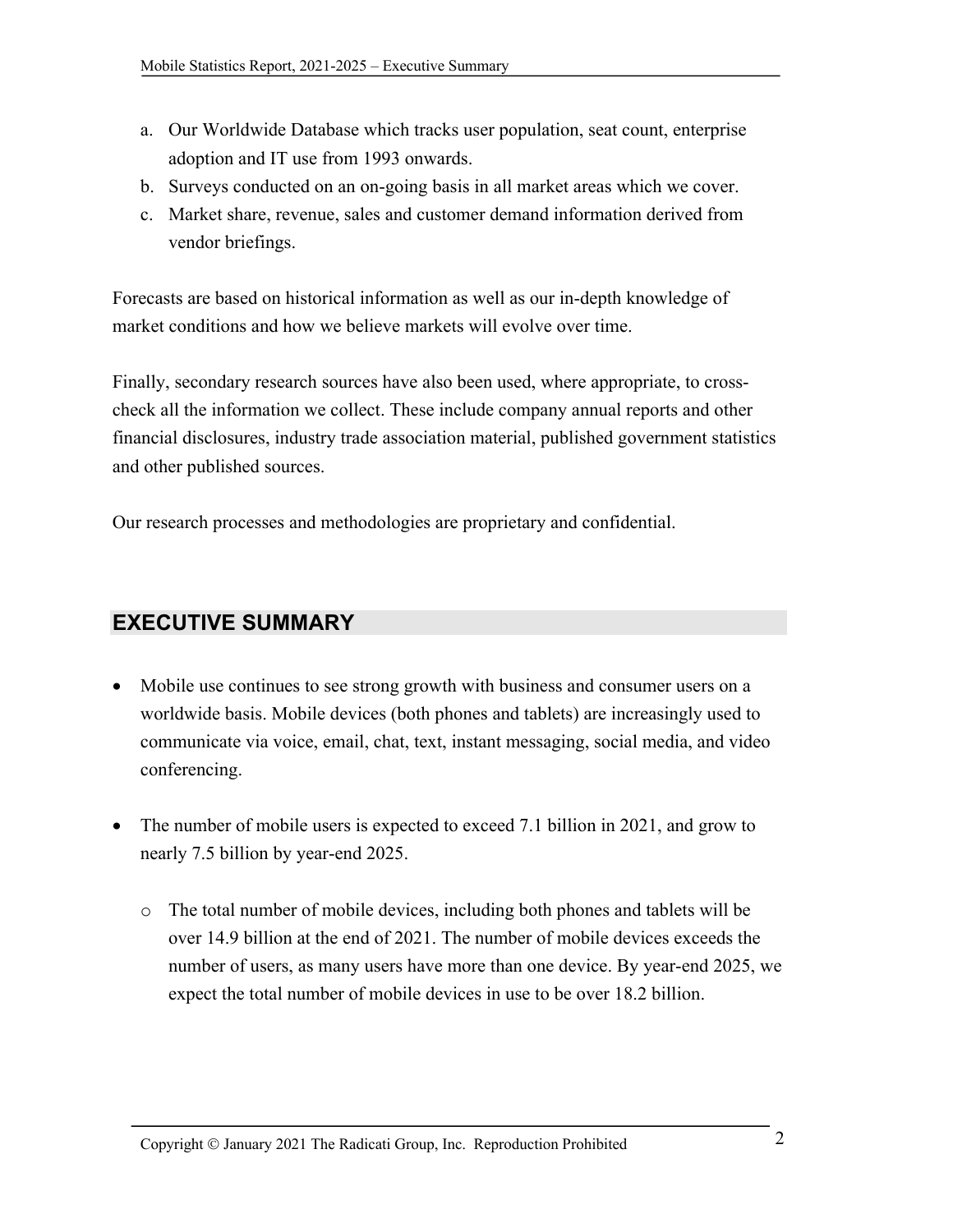a. Our Worldwide Database which tracks user population, seat count, enterprise adoption and IT use from 1993 onwards.
b. Surveys conducted on an on-going basis in all market areas which we cover.
c. Market share, revenue, sales and customer demand information derived from vendor briefings.

Forecasts are based on historical information as well as our in-depth knowledge of market conditions and how we believe markets will evolve over time.

Finally, secondary research sources have also been used, where appropriate, to cross-check all the information we collect. These include company annual reports and other financial disclosures, industry trade association material, published government statistics and other published sources.

Our research processes and methodologies are proprietary and confidential.

## EXECUTIVE SUMMARY

- Mobile use continues to see strong growth with business and consumer users on a worldwide basis. Mobile devices (both phones and tablets) are increasingly used to communicate via voice, email, chat, text, instant messaging, social media, and video conferencing.

- The number of mobile users is expected to exceed 7.1 billion in 2021, and grow to nearly 7.5 billion by year-end 2025.

  - The total number of mobile devices, including both phones and tablets will be over 14.9 billion at the end of 2021. The number of mobile devices exceeds the number of users, as many users have more than one device. By year-end 2025, we expect the total number of mobile devices in use to be over 18.2 billion.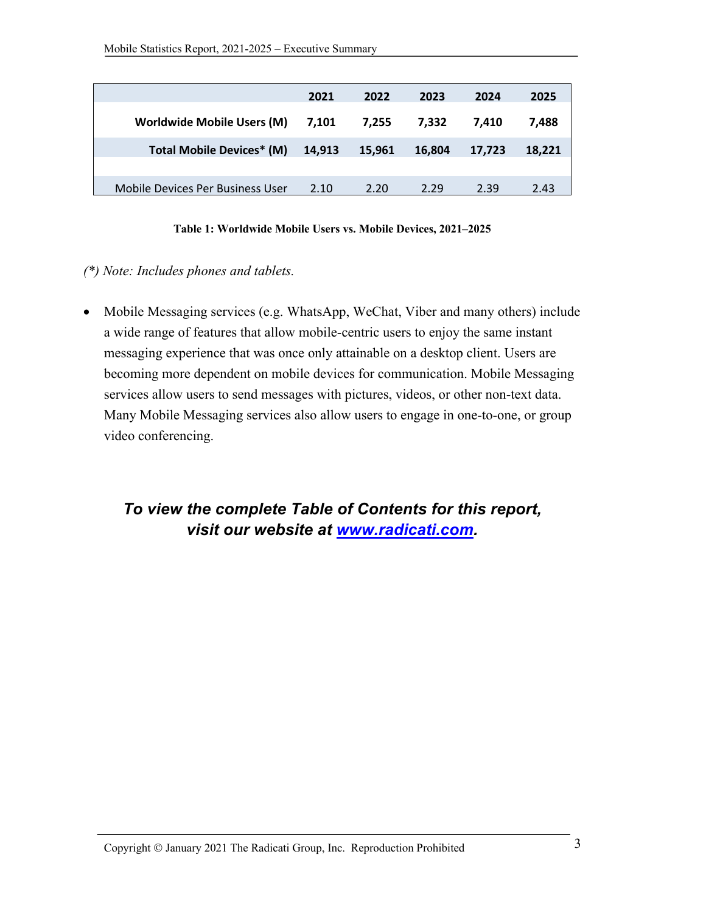| | 2021 | 2022 | 2023 | 2024 | 2025 |
|---|---|---|---|---|---|
| **Worldwide Mobile Users (M)** | **7,101** | **7,255** | **7,332** | **7,410** | **7,488** |
| **Total Mobile Devices* (M)** | **14,913** | **15,961** | **16,804** | **17,723** | **18,221** |
| | | | | | |
| Mobile Devices Per Business User | 2.10 | 2.20 | 2.29 | 2.39 | 2.43 |

**Table 1: Worldwide Mobile Users vs. Mobile Devices, 2021–2025**

*(*) Note: Includes phones and tablets.*

- Mobile Messaging services (e.g. WhatsApp, WeChat, Viber and many others) include a wide range of features that allow mobile-centric users to enjoy the same instant messaging experience that was once only attainable on a desktop client. Users are becoming more dependent on mobile devices for communication. Mobile Messaging services allow users to send messages with pictures, videos, or other non-text data. Many Mobile Messaging services also allow users to engage in one-to-one, or group video conferencing.

***To view the complete Table of Contents for this report, visit our website at [www.radicati.com](http://www.radicati.com).***